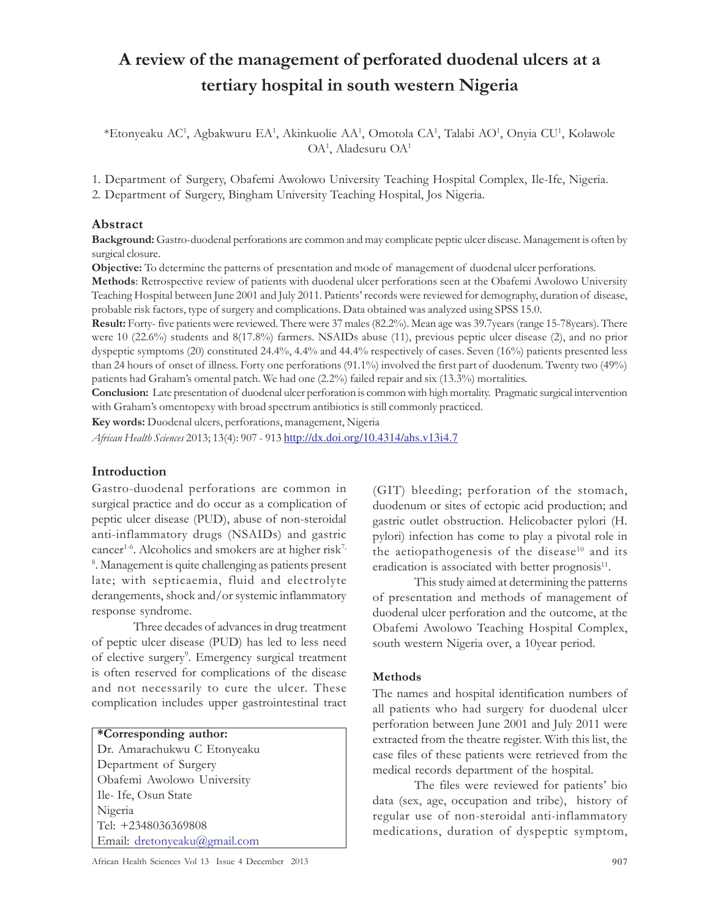# A review of the management of perforated duodenal ulcers at a tertiary hospital in south western Nigeria

*Etonyeaku AC[1], Agbakwuru EA[1], Akinkuolie AA[1], Omotola CA[1], Talabi AO[1], Onyia CU[1], Kolawole OA[1], Aladesuru OA[1]

1. Department of Surgery, Obafemi Awolowo University Teaching Hospital Complex, Ile-Ife, Nigeria.
2. Department of Surgery, Bingham University Teaching Hospital, Jos Nigeria.

## Abstract

**Background:** Gastro-duodenal perforations are common and may complicate peptic ulcer disease. Management is often by surgical closure.

**Objective:** To determine the patterns of presentation and mode of management of duodenal ulcer perforations.

**Methods**: Retrospective review of patients with duodenal ulcer perforations seen at the Obafemi Awolowo University Teaching Hospital between June 2001 and July 2011. Patients' records were reviewed for demography, duration of disease, probable risk factors, type of surgery and complications. Data obtained was analyzed using SPSS 15.0.

**Result:** Forty- five patients were reviewed. There were 37 males (82.2%). Mean age was 39.7years (range 15-78years). There were 10 (22.6%) students and 8(17.8%) farmers. NSAIDs abuse (11), previous peptic ulcer disease (2), and no prior dyspeptic symptoms (20) constituted 24.4%, 4.4% and 44.4% respectively of cases. Seven (16%) patients presented less than 24 hours of onset of illness. Forty one perforations (91.1%) involved the first part of duodenum. Twenty two (49%) patients had Graham's omental patch. We had one (2.2%) failed repair and six (13.3%) mortalities.

**Conclusion:** Late presentation of duodenal ulcer perforation is common with high mortality. Pragmatic surgical intervention with Graham's omentopexy with broad spectrum antibiotics is still commonly practiced.

**Key words:** Duodenal ulcers, perforations, management, Nigeria

*African Health Sciences* 2013; 13(4): 907 - 913 http://dx.doi.org/10.4314/ahs.v13i4.7

## Introduction

Gastro-duodenal perforations are common in surgical practice and do occur as a complication of peptic ulcer disease (PUD), abuse of non-steroidal anti-inflammatory drugs (NSAIDs) and gastric cancer[1-6]. Alcoholics and smokers are at higher risk[7, 8]. Management is quite challenging as patients present late; with septicaemia, fluid and electrolyte derangements, shock and/or systemic inflammatory response syndrome.

Three decades of advances in drug treatment of peptic ulcer disease (PUD) has led to less need of elective surgery[9]. Emergency surgical treatment is often reserved for complications of the disease and not necessarily to cure the ulcer. These complication includes upper gastrointestinal tract (GIT) bleeding; perforation of the stomach, duodenum or sites of ectopic acid production; and gastric outlet obstruction. Helicobacter pylori (H. pylori) infection has come to play a pivotal role in the aetiopathogenesis of the disease[10] and its eradication is associated with better prognosis[11].

This study aimed at determining the patterns of presentation and methods of management of duodenal ulcer perforation and the outcome, at the Obafemi Awolowo Teaching Hospital Complex, south western Nigeria over, a 10year period.

**\*Corresponding author:**
Dr. Amarachukwu C Etonyeaku
Department of Surgery
Obafemi Awolowo University
Ile- Ife, Osun State
Nigeria
Tel: +2348036369808
Email: dretonyeaku@gmail.com

## Methods

The names and hospital identification numbers of all patients who had surgery for duodenal ulcer perforation between June 2001 and July 2011 were extracted from the theatre register. With this list, the case files of these patients were retrieved from the medical records department of the hospital.

The files were reviewed for patients' bio data (sex, age, occupation and tribe), history of regular use of non-steroidal anti-inflammatory medications, duration of dyspeptic symptom,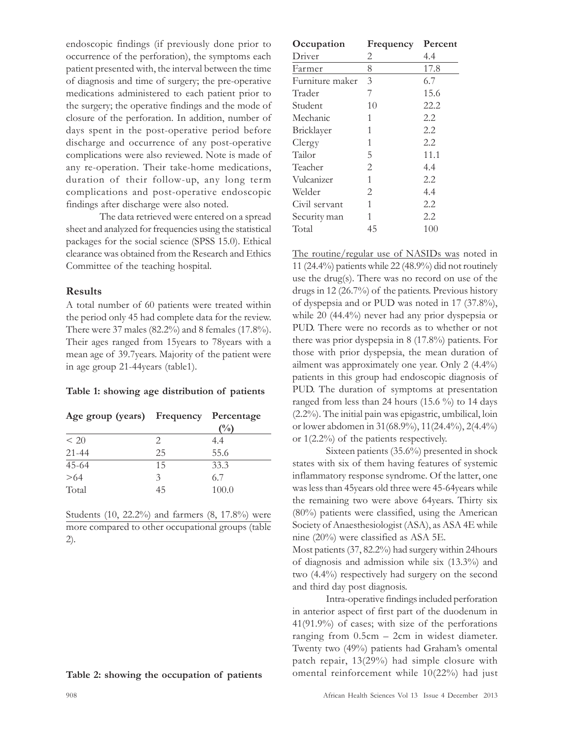endoscopic findings (if previously done prior to occurrence of the perforation), the symptoms each patient presented with, the interval between the time of diagnosis and time of surgery; the pre-operative medications administered to each patient prior to the surgery; the operative findings and the mode of closure of the perforation. In addition, number of days spent in the post-operative period before discharge and occurrence of any post-operative complications were also reviewed. Note is made of any re-operation. Their take-home medications, duration of their follow-up, any long term complications and post-operative endoscopic findings after discharge were also noted.

The data retrieved were entered on a spread sheet and analyzed for frequencies using the statistical packages for the social science (SPSS 15.0). Ethical clearance was obtained from the Research and Ethics Committee of the teaching hospital.

## Results

A total number of 60 patients were treated within the period only 45 had complete data for the review. There were 37 males (82.2%) and 8 females (17.8%). Their ages ranged from 15years to 78years with a mean age of 39.7years. Majority of the patient were in age group 21-44years (table1).

**Table 1: showing age distribution of patients**

| Age group (years) | Frequency | Percentage (%) |
|---|---|---|
| < 20 | 2 | 4.4 |
| 21-44 | 25 | 55.6 |
| 45-64 | 15 | 33.3 |
| >64 | 3 | 6.7 |
| Total | 45 | 100.0 |

Students (10, 22.2%) and farmers (8, 17.8%) were more compared to other occupational groups (table 2).

**Table 2: showing the occupation of patients**

| Occupation | Frequency | Percent |
|---|---|---|
| Driver | 2 | 4.4 |
| Farmer | 8 | 17.8 |
| Furniture maker | 3 | 6.7 |
| Trader | 7 | 15.6 |
| Student | 10 | 22.2 |
| Mechanic | 1 | 2.2 |
| Bricklayer | 1 | 2.2 |
| Clergy | 1 | 2.2 |
| Tailor | 5 | 11.1 |
| Teacher | 2 | 4.4 |
| Vulcanizer | 1 | 2.2 |
| Welder | 2 | 4.4 |
| Civil servant | 1 | 2.2 |
| Security man | 1 | 2.2 |
| Total | 45 | 100 |

The routine/regular use of NASIDs was noted in 11 (24.4%) patients while 22 (48.9%) did not routinely use the drug(s). There was no record on use of the drugs in 12 (26.7%) of the patients. Previous history of dyspepsia and or PUD was noted in 17 (37.8%), while 20 (44.4%) never had any prior dyspepsia or PUD. There were no records as to whether or not there was prior dyspepsia in 8 (17.8%) patients. For those with prior dyspepsia, the mean duration of ailment was approximately one year. Only 2 (4.4%) patients in this group had endoscopic diagnosis of PUD. The duration of symptoms at presentation ranged from less than 24 hours (15.6 %) to 14 days (2.2%). The initial pain was epigastric, umbilical, loin or lower abdomen in 31(68.9%), 11(24.4%), 2(4.4%) or 1(2.2%) of the patients respectively.

Sixteen patients (35.6%) presented in shock states with six of them having features of systemic inflammatory response syndrome. Of the latter, one was less than 45years old three were 45-64years while the remaining two were above 64years. Thirty six (80%) patients were classified, using the American Society of Anaesthesiologist (ASA), as ASA 4E while nine (20%) were classified as ASA 5E.

Most patients (37, 82.2%) had surgery within 24hours of diagnosis and admission while six (13.3%) and two (4.4%) respectively had surgery on the second and third day post diagnosis.

Intra-operative findings included perforation in anterior aspect of first part of the duodenum in 41(91.9%) of cases; with size of the perforations ranging from 0.5cm – 2cm in widest diameter. Twenty two (49%) patients had Graham's omental patch repair, 13(29%) had simple closure with omental reinforcement while 10(22%) had just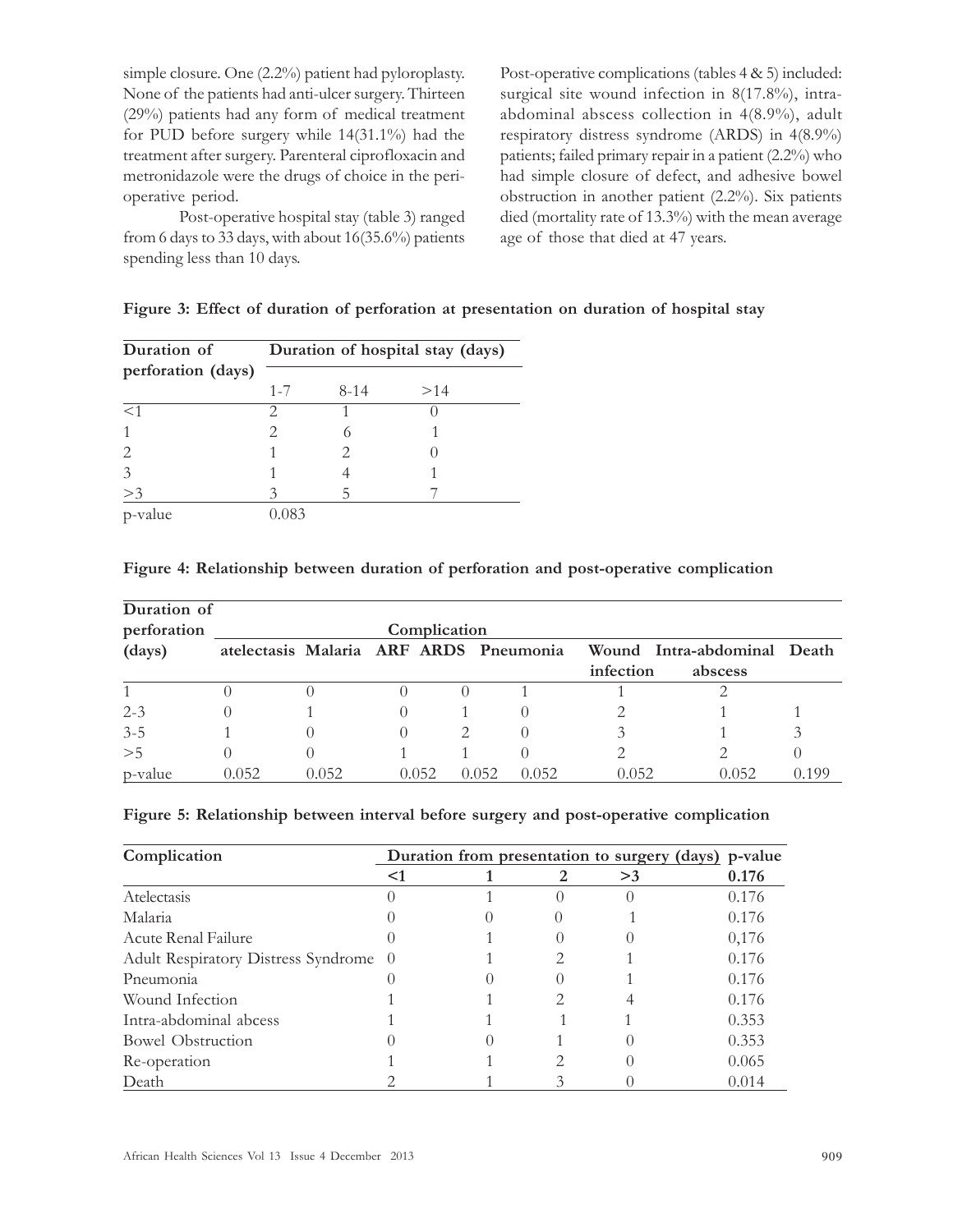simple closure. One (2.2%) patient had pyloroplasty. None of the patients had anti-ulcer surgery. Thirteen (29%) patients had any form of medical treatment for PUD before surgery while 14(31.1%) had the treatment after surgery. Parenteral ciprofloxacin and metronidazole were the drugs of choice in the peri-operative period.

Post-operative hospital stay (table 3) ranged from 6 days to 33 days, with about 16(35.6%) patients spending less than 10 days.

Post-operative complications (tables 4 & 5) included: surgical site wound infection in 8(17.8%), intra-abdominal abscess collection in 4(8.9%), adult respiratory distress syndrome (ARDS) in 4(8.9%) patients; failed primary repair in a patient (2.2%) who had simple closure of defect, and adhesive bowel obstruction in another patient (2.2%). Six patients died (mortality rate of 13.3%) with the mean average age of those that died at 47 years.

**Figure 3: Effect of duration of perforation at presentation on duration of hospital stay**

| Duration of perforation (days) | Duration of hospital stay (days) | | |
|---|---|---|---|
| | 1-7 | 8-14 | >14 |
| <1 | 2 | 1 | 0 |
| 1 | 2 | 6 | 1 |
| 2 | 1 | 2 | 0 |
| 3 | 1 | 4 | 1 |
| >3 | 3 | 5 | 7 |
| p-value | 0.083 | | |

**Figure 4: Relationship between duration of perforation and post-operative complication**

| Duration of perforation (days) | Complication | | | | | | | |
|---|---|---|---|---|---|---|---|---|
| | atelectasis | Malaria | ARF | ARDS | Pneumonia | Wound infection | Intra-abdominal abscess | Death |
| 1 | 0 | 0 | 0 | 0 | 1 | 1 | 2 | |
| 2-3 | 0 | 1 | 0 | 1 | 0 | 2 | 1 | 1 |
| 3-5 | 1 | 0 | 0 | 2 | 0 | 3 | 1 | 3 |
| >5 | 0 | 0 | 1 | 1 | 0 | 2 | 2 | 0 |
| p-value | 0.052 | 0.052 | 0.052 | 0.052 | 0.052 | 0.052 | 0.052 | 0.199 |

**Figure 5: Relationship between interval before surgery and post-operative complication**

| Complication | Duration from presentation to surgery (days) | | | | p-value |
|---|---|---|---|---|---|
| | <1 | 1 | 2 | >3 | 0.176 |
| Atelectasis | 0 | 1 | 0 | 0 | 0.176 |
| Malaria | 0 | 0 | 0 | 1 | 0.176 |
| Acute Renal Failure | 0 | 1 | 0 | 0 | 0,176 |
| Adult Respiratory Distress Syndrome | 0 | 1 | 2 | 1 | 0.176 |
| Pneumonia | 0 | 0 | 0 | 1 | 0.176 |
| Wound Infection | 1 | 1 | 2 | 4 | 0.176 |
| Intra-abdominal abcess | 1 | 1 | 1 | 1 | 0.353 |
| Bowel Obstruction | 0 | 0 | 1 | 0 | 0.353 |
| Re-operation | 1 | 1 | 2 | 0 | 0.065 |
| Death | 2 | 1 | 3 | 0 | 0.014 |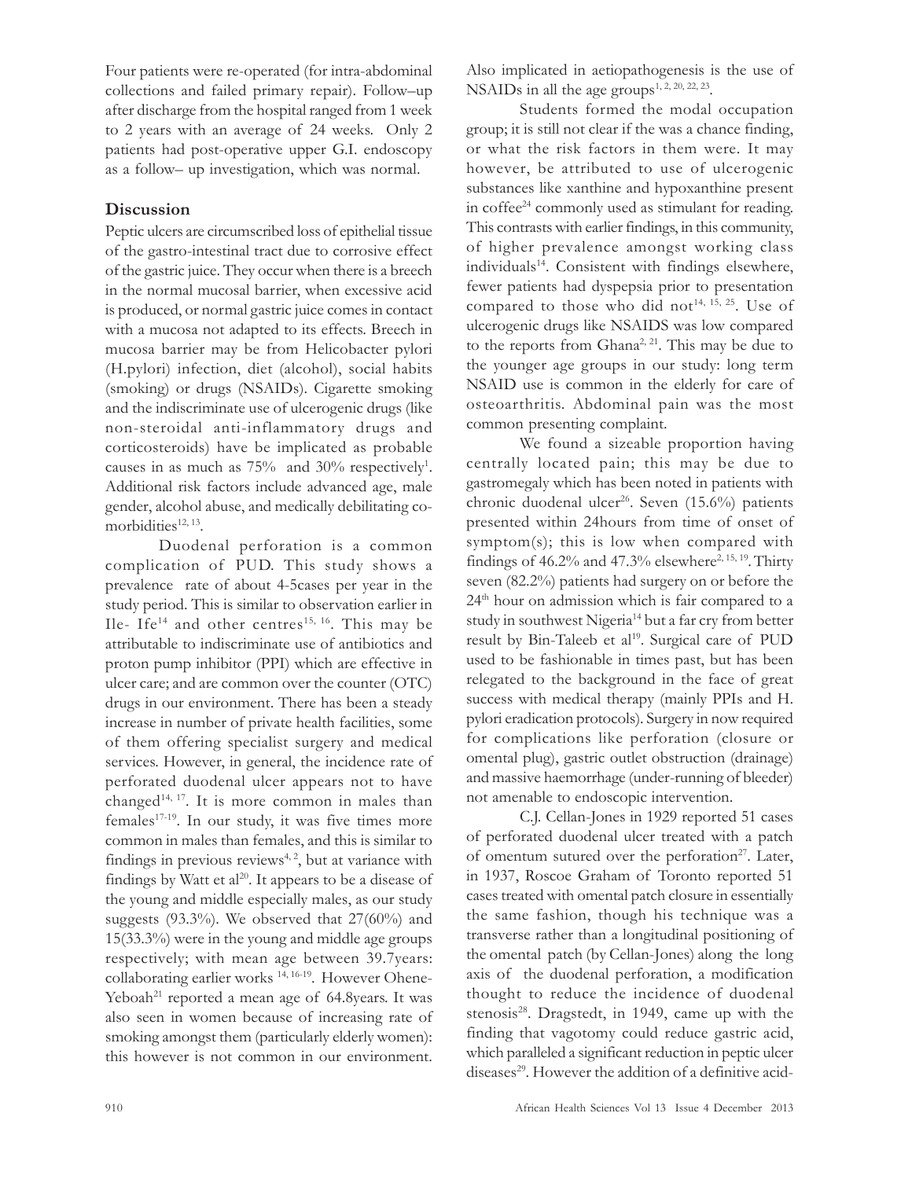Four patients were re-operated (for intra-abdominal collections and failed primary repair). Follow–up after discharge from the hospital ranged from 1 week to 2 years with an average of 24 weeks. Only 2 patients had post-operative upper G.I. endoscopy as a follow– up investigation, which was normal.

## Discussion

Peptic ulcers are circumscribed loss of epithelial tissue of the gastro-intestinal tract due to corrosive effect of the gastric juice. They occur when there is a breech in the normal mucosal barrier, when excessive acid is produced, or normal gastric juice comes in contact with a mucosa not adapted to its effects. Breech in mucosa barrier may be from Helicobacter pylori (H.pylori) infection, diet (alcohol), social habits (smoking) or drugs (NSAIDs). Cigarette smoking and the indiscriminate use of ulcerogenic drugs (like non-steroidal anti-inflammatory drugs and corticosteroids) have be implicated as probable causes in as much as 75% and 30% respectively[1]. Additional risk factors include advanced age, male gender, alcohol abuse, and medically debilitating co-morbidities[12, 13].

Duodenal perforation is a common complication of PUD. This study shows a prevalence rate of about 4-5cases per year in the study period. This is similar to observation earlier in Ile- Ife[14] and other centres[15, 16]. This may be attributable to indiscriminate use of antibiotics and proton pump inhibitor (PPI) which are effective in ulcer care; and are common over the counter (OTC) drugs in our environment. There has been a steady increase in number of private health facilities, some of them offering specialist surgery and medical services. However, in general, the incidence rate of perforated duodenal ulcer appears not to have changed[14, 17]. It is more common in males than females[17-19]. In our study, it was five times more common in males than females, and this is similar to findings in previous reviews[4, 2], but at variance with findings by Watt et al[20]. It appears to be a disease of the young and middle especially males, as our study suggests (93.3%). We observed that 27(60%) and 15(33.3%) were in the young and middle age groups respectively; with mean age between 39.7years: collaborating earlier works [14, 16-19]. However Ohene-Yeboah[21] reported a mean age of 64.8years. It was also seen in women because of increasing rate of smoking amongst them (particularly elderly women): this however is not common in our environment. Also implicated in aetiopathogenesis is the use of NSAIDs in all the age groups[1, 2, 20, 22, 23].

Students formed the modal occupation group; it is still not clear if the was a chance finding, or what the risk factors in them were. It may however, be attributed to use of ulcerogenic substances like xanthine and hypoxanthine present in coffee[24] commonly used as stimulant for reading. This contrasts with earlier findings, in this community, of higher prevalence amongst working class individuals[14]. Consistent with findings elsewhere, fewer patients had dyspepsia prior to presentation compared to those who did not[14, 15, 25]. Use of ulcerogenic drugs like NSAIDS was low compared to the reports from Ghana[2, 21]. This may be due to the younger age groups in our study: long term NSAID use is common in the elderly for care of osteoarthritis. Abdominal pain was the most common presenting complaint.

We found a sizeable proportion having centrally located pain; this may be due to gastromegaly which has been noted in patients with chronic duodenal ulcer[26]. Seven (15.6%) patients presented within 24hours from time of onset of symptom(s); this is low when compared with findings of 46.2% and 47.3% elsewhere[2, 15, 19]. Thirty seven (82.2%) patients had surgery on or before the 24th hour on admission which is fair compared to a study in southwest Nigeria[14] but a far cry from better result by Bin-Taleeb et al[19]. Surgical care of PUD used to be fashionable in times past, but has been relegated to the background in the face of great success with medical therapy (mainly PPIs and H. pylori eradication protocols). Surgery in now required for complications like perforation (closure or omental plug), gastric outlet obstruction (drainage) and massive haemorrhage (under-running of bleeder) not amenable to endoscopic intervention.

C.J. Cellan-Jones in 1929 reported 51 cases of perforated duodenal ulcer treated with a patch of omentum sutured over the perforation[27]. Later, in 1937, Roscoe Graham of Toronto reported 51 cases treated with omental patch closure in essentially the same fashion, though his technique was a transverse rather than a longitudinal positioning of the omental patch (by Cellan-Jones) along the long axis of the duodenal perforation, a modification thought to reduce the incidence of duodenal stenosis[28]. Dragstedt, in 1949, came up with the finding that vagotomy could reduce gastric acid, which paralleled a significant reduction in peptic ulcer diseases[29]. However the addition of a definitive acid-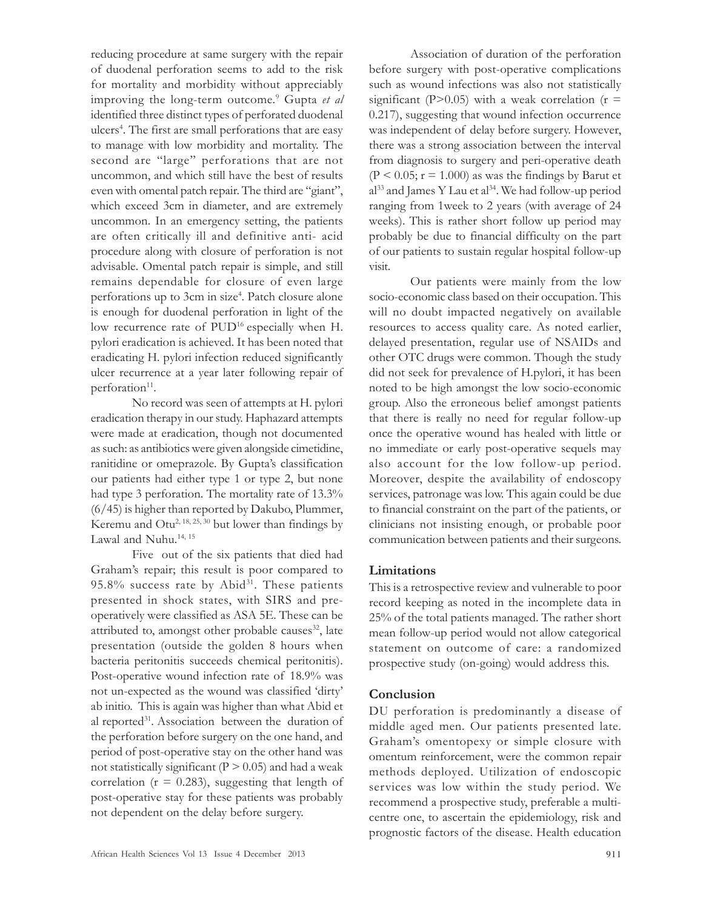reducing procedure at same surgery with the repair of duodenal perforation seems to add to the risk for mortality and morbidity without appreciably improving the long-term outcome.[9] Gupta *et al* identified three distinct types of perforated duodenal ulcers[4]. The first are small perforations that are easy to manage with low morbidity and mortality. The second are "large" perforations that are not uncommon, and which still have the best of results even with omental patch repair. The third are "giant", which exceed 3cm in diameter, and are extremely uncommon. In an emergency setting, the patients are often critically ill and definitive anti- acid procedure along with closure of perforation is not advisable. Omental patch repair is simple, and still remains dependable for closure of even large perforations up to 3cm in size[4]. Patch closure alone is enough for duodenal perforation in light of the low recurrence rate of PUD[16] especially when H. pylori eradication is achieved. It has been noted that eradicating H. pylori infection reduced significantly ulcer recurrence at a year later following repair of perforation[11].

No record was seen of attempts at H. pylori eradication therapy in our study. Haphazard attempts were made at eradication, though not documented as such: as antibiotics were given alongside cimetidine, ranitidine or omeprazole. By Gupta's classification our patients had either type 1 or type 2, but none had type 3 perforation. The mortality rate of 13.3% (6/45) is higher than reported by Dakubo, Plummer, Keremu and Otu[2, 18, 25, 30] but lower than findings by Lawal and Nuhu.[14, 15]

Five out of the six patients that died had Graham's repair; this result is poor compared to 95.8% success rate by Abid[31]. These patients presented in shock states, with SIRS and pre-operatively were classified as ASA 5E. These can be attributed to, amongst other probable causes[32], late presentation (outside the golden 8 hours when bacteria peritonitis succeeds chemical peritonitis). Post-operative wound infection rate of 18.9% was not un-expected as the wound was classified 'dirty' ab initio. This is again was higher than what Abid et al reported[31]. Association between the duration of the perforation before surgery on the one hand, and period of post-operative stay on the other hand was not statistically significant ($P > 0.05$) and had a weak correlation ($r = 0.283$), suggesting that length of post-operative stay for these patients was probably not dependent on the delay before surgery.

Association of duration of the perforation before surgery with post-operative complications such as wound infections was also not statistically significant ($P>0.05$) with a weak correlation ($r = 0.217$), suggesting that wound infection occurrence was independent of delay before surgery. However, there was a strong association between the interval from diagnosis to surgery and peri-operative death ($P < 0.05$; $r = 1.000$) as was the findings by Barut et al[33] and James Y Lau et al[34]. We had follow-up period ranging from 1week to 2 years (with average of 24 weeks). This is rather short follow up period may probably be due to financial difficulty on the part of our patients to sustain regular hospital follow-up visit.

Our patients were mainly from the low socio-economic class based on their occupation. This will no doubt impacted negatively on available resources to access quality care. As noted earlier, delayed presentation, regular use of NSAIDs and other OTC drugs were common. Though the study did not seek for prevalence of H.pylori, it has been noted to be high amongst the low socio-economic group. Also the erroneous belief amongst patients that there is really no need for regular follow-up once the operative wound has healed with little or no immediate or early post-operative sequels may also account for the low follow-up period. Moreover, despite the availability of endoscopy services, patronage was low. This again could be due to financial constraint on the part of the patients, or clinicians not insisting enough, or probable poor communication between patients and their surgeons.

## Limitations

This is a retrospective review and vulnerable to poor record keeping as noted in the incomplete data in 25% of the total patients managed. The rather short mean follow-up period would not allow categorical statement on outcome of care: a randomized prospective study (on-going) would address this.

## Conclusion

DU perforation is predominantly a disease of middle aged men. Our patients presented late. Graham's omentopexy or simple closure with omentum reinforcement, were the common repair methods deployed. Utilization of endoscopic services was low within the study period. We recommend a prospective study, preferable a multi-centre one, to ascertain the epidemiology, risk and prognostic factors of the disease. Health education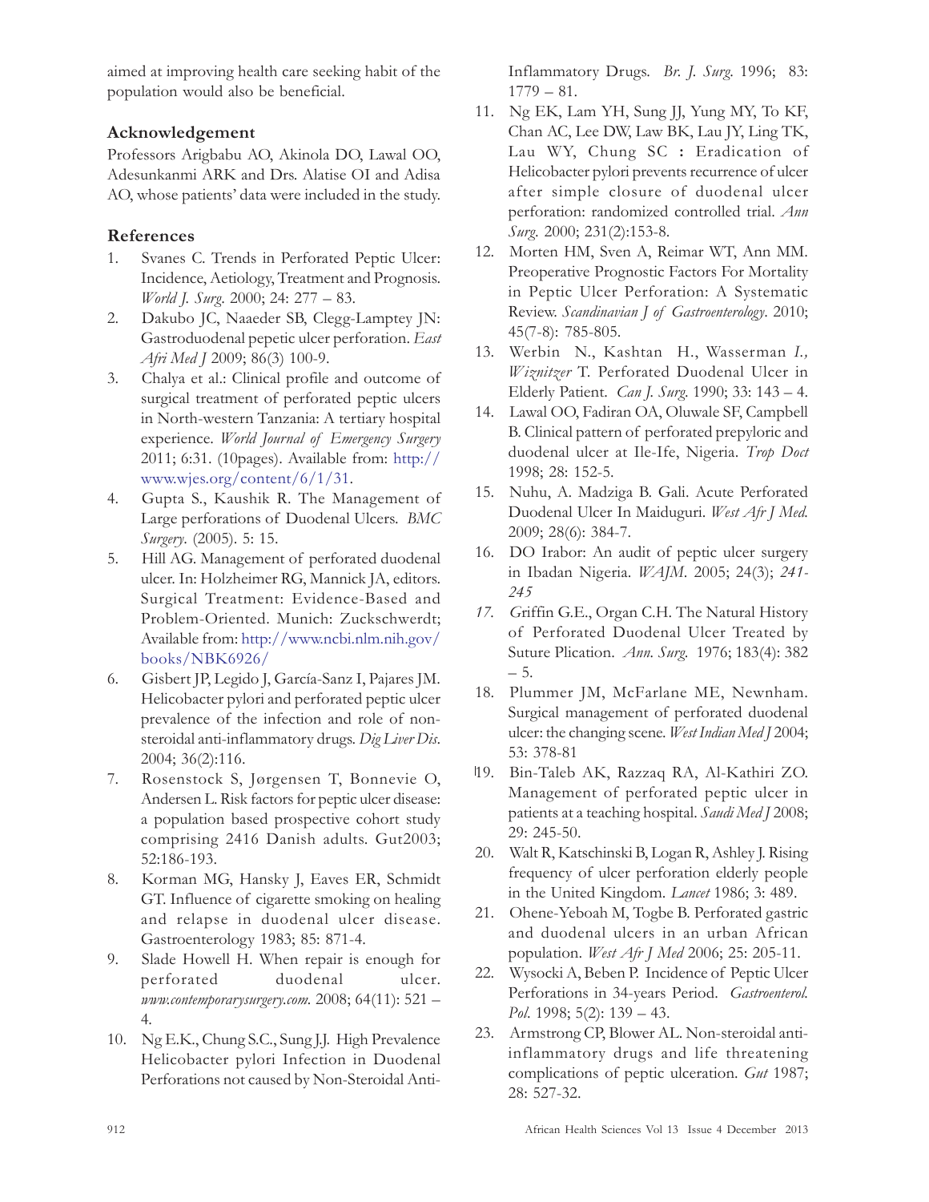aimed at improving health care seeking habit of the population would also be beneficial.

## Acknowledgement

Professors Arigbabu AO, Akinola DO, Lawal OO, Adesunkanmi ARK and Drs. Alatise OI and Adisa AO, whose patients' data were included in the study.

## References

1. Svanes C. Trends in Perforated Peptic Ulcer: Incidence, Aetiology, Treatment and Prognosis. *World J. Surg*. 2000; 24: 277 – 83.
2. Dakubo JC, Naaeder SB, Clegg-Lamptey JN: Gastroduodenal pepetic ulcer perforation. *East Afri Med J* 2009; 86(3) 100-9.
3. Chalya et al.: Clinical profile and outcome of surgical treatment of perforated peptic ulcers in North-western Tanzania: A tertiary hospital experience. *World Journal of Emergency Surgery* 2011; 6:31. (10pages). Available from: http://www.wjes.org/content/6/1/31.
4. Gupta S., Kaushik R. The Management of Large perforations of Duodenal Ulcers. *BMC Surgery*. (2005). 5: 15.
5. Hill AG. Management of perforated duodenal ulcer. In: Holzheimer RG, Mannick JA, editors. Surgical Treatment: Evidence-Based and Problem-Oriented. Munich: Zuckschwerdt; Available from: http://www.ncbi.nlm.nih.gov/books/NBK6926/
6. Gisbert JP, Legido J, García-Sanz I, Pajares JM. Helicobacter pylori and perforated peptic ulcer prevalence of the infection and role of non-steroidal anti-inflammatory drugs. *Dig Liver Dis*. 2004; 36(2):116.
7. Rosenstock S, Jørgensen T, Bonnevie O, Andersen L. Risk factors for peptic ulcer disease: a population based prospective cohort study comprising 2416 Danish adults. Gut2003; 52:186-193.
8. Korman MG, Hansky J, Eaves ER, Schmidt GT. Influence of cigarette smoking on healing and relapse in duodenal ulcer disease. Gastroenterology 1983; 85: 871-4.
9. Slade Howell H. When repair is enough for perforated duodenal ulcer. *www.contemporarysurgery.com*. 2008; 64(11): 521 – 4.
10. Ng E.K., Chung S.C., Sung J.J. High Prevalence Helicobacter pylori Infection in Duodenal Perforations not caused by Non-Steroidal Anti-Inflammatory Drugs. *Br. J. Surg*. 1996; 83: 1779 – 81.
11. Ng EK, Lam YH, Sung JJ, Yung MY, To KF, Chan AC, Lee DW, Law BK, Lau JY, Ling TK, Lau WY, Chung SC : Eradication of Helicobacter pylori prevents recurrence of ulcer after simple closure of duodenal ulcer perforation: randomized controlled trial. *Ann Surg*. 2000; 231(2):153-8.
12. Morten HM, Sven A, Reimar WT, Ann MM. Preoperative Prognostic Factors For Mortality in Peptic Ulcer Perforation: A Systematic Review. *Scandinavian J of Gastroenterology*. 2010; 45(7-8): 785-805.
13. Werbin N., Kashtan H., Wasserman *I., Wiznitzer* T. Perforated Duodenal Ulcer in Elderly Patient. *Can J. Surg*. 1990; 33: 143 – 4.
14. Lawal OO, Fadiran OA, Oluwale SF, Campbell B. Clinical pattern of perforated prepyloric and duodenal ulcer at Ile-Ife, Nigeria. *Trop Doct* 1998; 28: 152-5.
15. Nuhu, A. Madziga B. Gali. Acute Perforated Duodenal Ulcer In Maiduguri. *West Afr J Med*. 2009; 28(6): 384-7.
16. DO Irabor: An audit of peptic ulcer surgery in Ibadan Nigeria. *WAJM*. 2005; 24(3); *241-245*
17. Griffin G.E., Organ C.H. The Natural History of Perforated Duodenal Ulcer Treated by Suture Plication. *Ann. Surg*. 1976; 183(4): 382 – 5.
18. Plummer JM, McFarlane ME, Newnham. Surgical management of perforated duodenal ulcer: the changing scene. *West Indian Med J* 2004; 53: 378-81
19. Bin-Taleb AK, Razzaq RA, Al-Kathiri ZO. Management of perforated peptic ulcer in patients at a teaching hospital. *Saudi Med J* 2008; 29: 245-50.
20. Walt R, Katschinski B, Logan R, Ashley J. Rising frequency of ulcer perforation elderly people in the United Kingdom. *Lancet* 1986; 3: 489.
21. Ohene-Yeboah M, Togbe B. Perforated gastric and duodenal ulcers in an urban African population. *West Afr J Med* 2006; 25: 205-11.
22. Wysocki A, Beben P. Incidence of Peptic Ulcer Perforations in 34-years Period. *Gastroenterol. Pol*. 1998; 5(2): 139 – 43.
23. Armstrong CP, Blower AL. Non-steroidal anti-inflammatory drugs and life threatening complications of peptic ulceration. *Gut* 1987; 28: 527-32.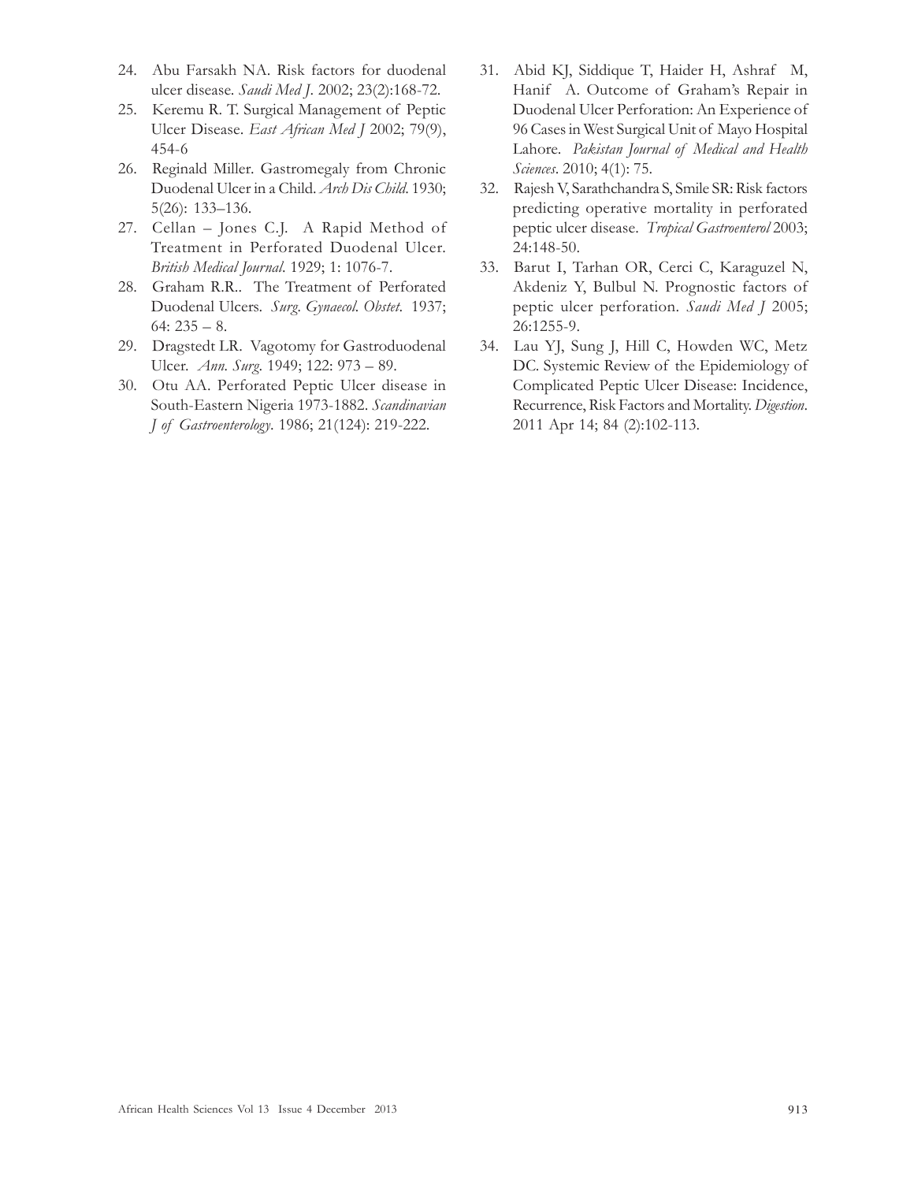24. Abu Farsakh NA. Risk factors for duodenal ulcer disease. *Saudi Med J*. 2002; 23(2):168-72.
25. Keremu R. T. Surgical Management of Peptic Ulcer Disease. *East African Med J* 2002; 79(9), 454-6
26. Reginald Miller. Gastromegaly from Chronic Duodenal Ulcer in a Child. *Arch Dis Child*. 1930; 5(26): 133–136.
27. Cellan – Jones C.J. A Rapid Method of Treatment in Perforated Duodenal Ulcer. *British Medical Journal*. 1929; 1: 1076-7.
28. Graham R.R.. The Treatment of Perforated Duodenal Ulcers. *Surg. Gynaecol. Obstet*. 1937; 64: 235 – 8.
29. Dragstedt LR. Vagotomy for Gastroduodenal Ulcer. *Ann. Surg*. 1949; 122: 973 – 89.
30. Otu AA. Perforated Peptic Ulcer disease in South-Eastern Nigeria 1973-1882. *Scandinavian J of Gastroenterology*. 1986; 21(124): 219-222.
31. Abid KJ, Siddique T, Haider H, Ashraf M, Hanif A. Outcome of Graham's Repair in Duodenal Ulcer Perforation: An Experience of 96 Cases in West Surgical Unit of Mayo Hospital Lahore. *Pakistan Journal of Medical and Health Sciences*. 2010; 4(1): 75.
32. Rajesh V, Sarathchandra S, Smile SR: Risk factors predicting operative mortality in perforated peptic ulcer disease. *Tropical Gastroenterol* 2003; 24:148-50.
33. Barut I, Tarhan OR, Cerci C, Karaguzel N, Akdeniz Y, Bulbul N. Prognostic factors of peptic ulcer perforation. *Saudi Med J* 2005; 26:1255-9.
34. Lau YJ, Sung J, Hill C, Howden WC, Metz DC. Systemic Review of the Epidemiology of Complicated Peptic Ulcer Disease: Incidence, Recurrence, Risk Factors and Mortality. *Digestion*. 2011 Apr 14; 84 (2):102-113.